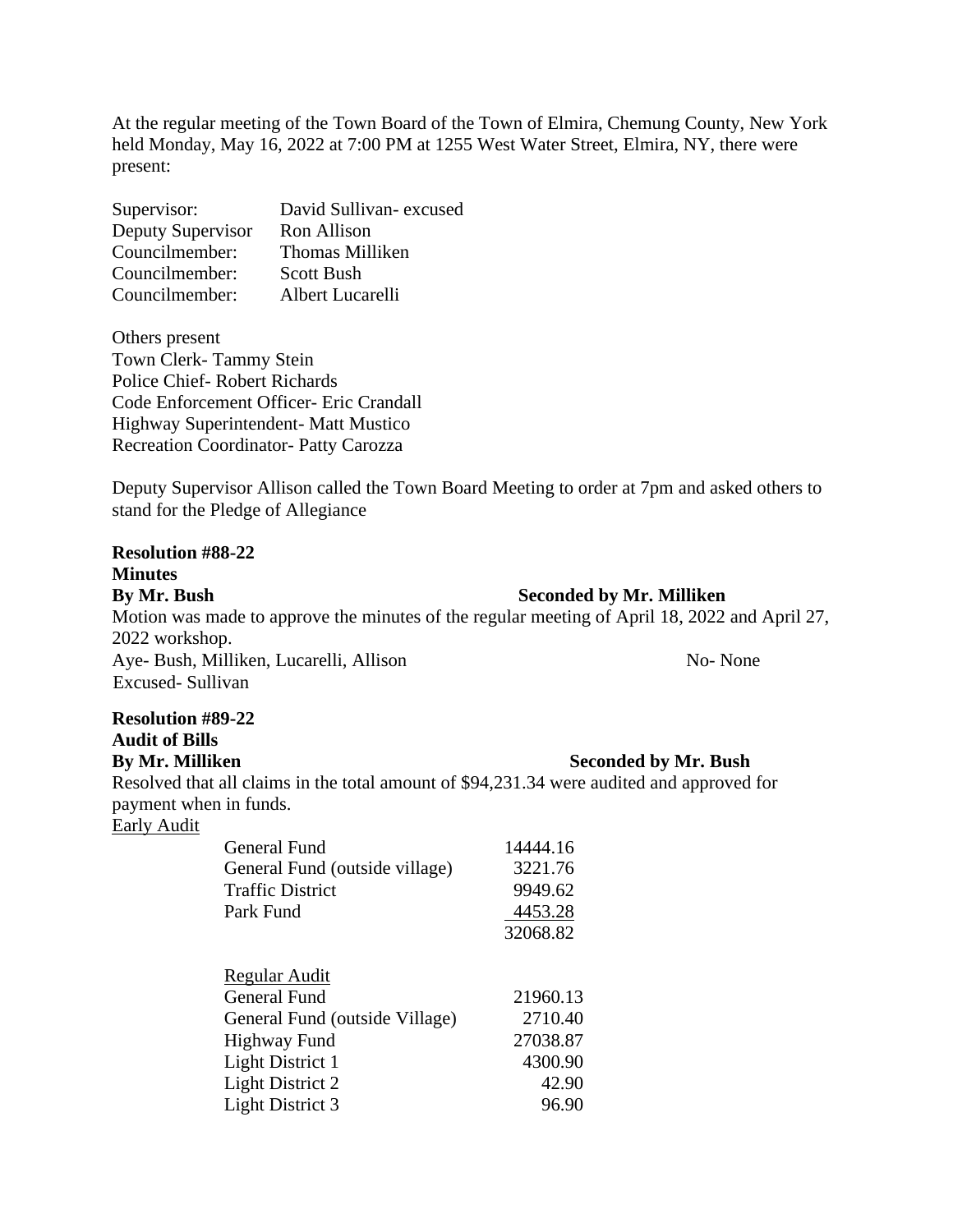At the regular meeting of the Town Board of the Town of Elmira, Chemung County, New York held Monday, May 16, 2022 at 7:00 PM at 1255 West Water Street, Elmira, NY, there were present:

| | |
|---|---|
| Supervisor: | David Sullivan- excused |
| Deputy Supervisor | Ron Allison |
| Councilmember: | Thomas Milliken |
| Councilmember: | Scott Bush |
| Councilmember: | Albert Lucarelli |

Others present
Town Clerk- Tammy Stein
Police Chief- Robert Richards
Code Enforcement Officer- Eric Crandall
Highway Superintendent- Matt Mustico
Recreation Coordinator- Patty Carozza

Deputy Supervisor Allison called the Town Board Meeting to order at 7pm and asked others to stand for the Pledge of Allegiance

**Resolution #88-22**
**Minutes**
**By Mr. Bush** **Seconded by Mr. Milliken**
Motion was made to approve the minutes of the regular meeting of April 18, 2022 and April 27, 2022 workshop.
Aye- Bush, Milliken, Lucarelli, Allison No- None
Excused- Sullivan

**Resolution #89-22**
**Audit of Bills**
**By Mr. Milliken** **Seconded by Mr. Bush**
Resolved that all claims in the total amount of $94,231.34 were audited and approved for payment when in funds.

<u>Early Audit</u>

| | |
|---|---|
| General Fund | 14444.16 |
| General Fund (outside village) | 3221.76 |
| Traffic District | 9949.62 |
| Park Fund | 4453.28 |
| | 32068.82 |

<u>Regular Audit</u>

| | |
|---|---|
| General Fund | 21960.13 |
| General Fund (outside Village) | 2710.40 |
| Highway Fund | 27038.87 |
| Light District 1 | 4300.90 |
| Light District 2 | 42.90 |
| Light District 3 | 96.90 |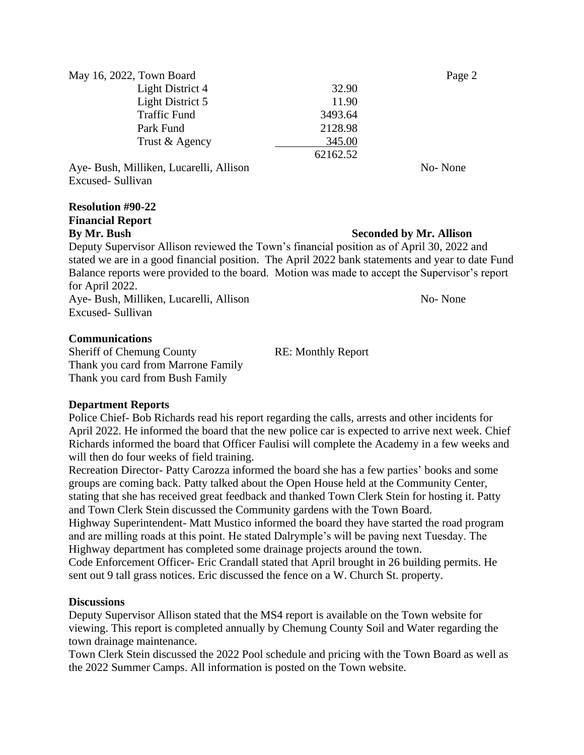| | |
|---|---|
| Light District 4 | 32.90 |
| Light District 5 | 11.90 |
| Traffic Fund | 3493.64 |
| Park Fund | 2128.98 |
| Trust & Agency | 345.00 |
| | 62162.52 |

Aye- Bush, Milliken, Lucarelli, Allison No- None
Excused- Sullivan

**Resolution #90-22**
**Financial Report**
**By Mr. Bush** **Seconded by Mr. Allison**

Deputy Supervisor Allison reviewed the Town's financial position as of April 30, 2022 and stated we are in a good financial position. The April 2022 bank statements and year to date Fund Balance reports were provided to the board. Motion was made to accept the Supervisor's report for April 2022.

Aye- Bush, Milliken, Lucarelli, Allison No- None
Excused- Sullivan

**Communications**

Sheriff of Chemung County RE: Monthly Report
Thank you card from Marrone Family
Thank you card from Bush Family

**Department Reports**

Police Chief- Bob Richards read his report regarding the calls, arrests and other incidents for April 2022. He informed the board that the new police car is expected to arrive next week. Chief Richards informed the board that Officer Faulisi will complete the Academy in a few weeks and will then do four weeks of field training.

Recreation Director- Patty Carozza informed the board she has a few parties' books and some groups are coming back. Patty talked about the Open House held at the Community Center, stating that she has received great feedback and thanked Town Clerk Stein for hosting it. Patty and Town Clerk Stein discussed the Community gardens with the Town Board.

Highway Superintendent- Matt Mustico informed the board they have started the road program and are milling roads at this point. He stated Dalrymple's will be paving next Tuesday. The Highway department has completed some drainage projects around the town.

Code Enforcement Officer- Eric Crandall stated that April brought in 26 building permits. He sent out 9 tall grass notices. Eric discussed the fence on a W. Church St. property.

**Discussions**

Deputy Supervisor Allison stated that the MS4 report is available on the Town website for viewing. This report is completed annually by Chemung County Soil and Water regarding the town drainage maintenance.

Town Clerk Stein discussed the 2022 Pool schedule and pricing with the Town Board as well as the 2022 Summer Camps. All information is posted on the Town website.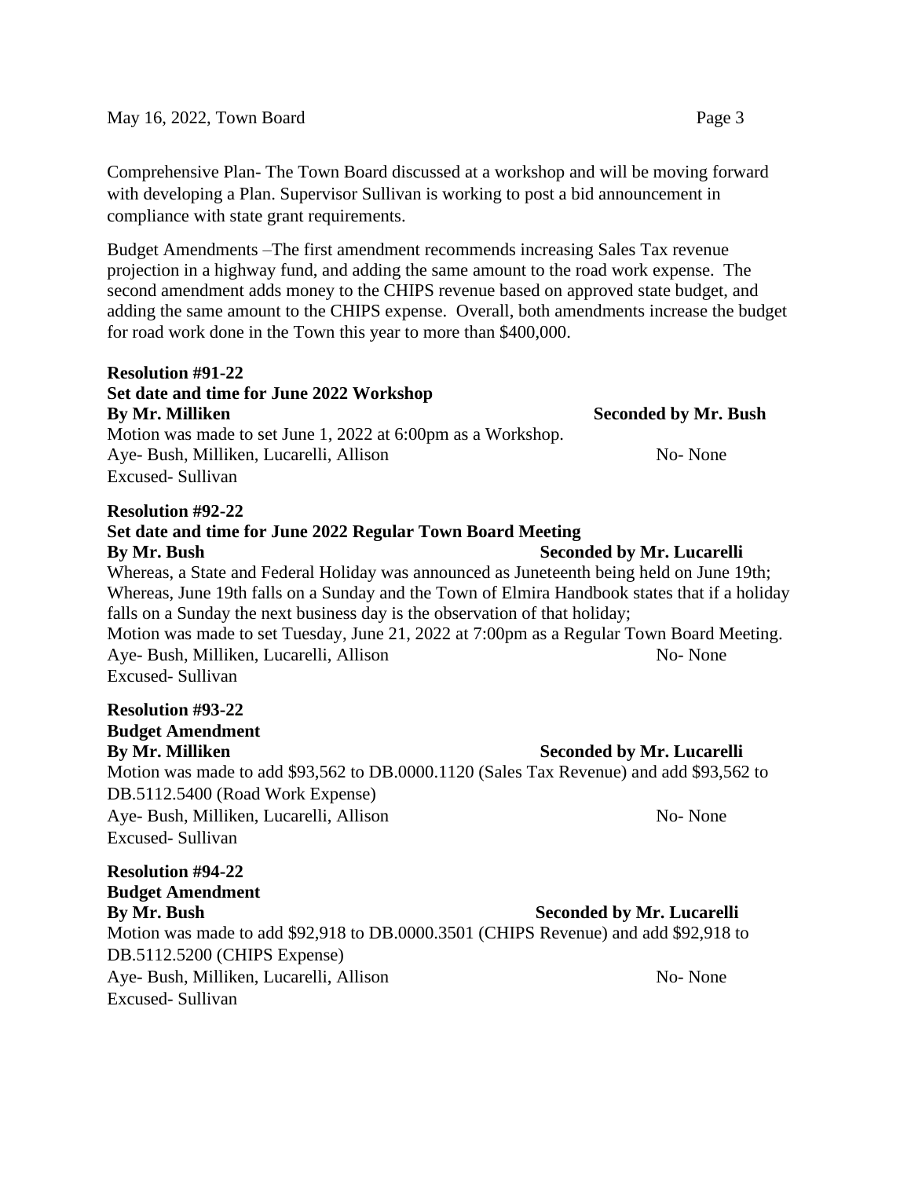Comprehensive Plan- The Town Board discussed at a workshop and will be moving forward with developing a Plan. Supervisor Sullivan is working to post a bid announcement in compliance with state grant requirements.

Budget Amendments –The first amendment recommends increasing Sales Tax revenue projection in a highway fund, and adding the same amount to the road work expense. The second amendment adds money to the CHIPS revenue based on approved state budget, and adding the same amount to the CHIPS expense. Overall, both amendments increase the budget for road work done in the Town this year to more than $400,000.

**Resolution #91-22**
**Set date and time for June 2022 Workshop**
**By Mr. Milliken** **Seconded by Mr. Bush**
Motion was made to set June 1, 2022 at 6:00pm as a Workshop.
Aye- Bush, Milliken, Lucarelli, Allison No- None
Excused- Sullivan

**Resolution #92-22**
**Set date and time for June 2022 Regular Town Board Meeting**
**By Mr. Bush** **Seconded by Mr. Lucarelli**
Whereas, a State and Federal Holiday was announced as Juneteenth being held on June 19th;
Whereas, June 19th falls on a Sunday and the Town of Elmira Handbook states that if a holiday falls on a Sunday the next business day is the observation of that holiday;
Motion was made to set Tuesday, June 21, 2022 at 7:00pm as a Regular Town Board Meeting.
Aye- Bush, Milliken, Lucarelli, Allison No- None
Excused- Sullivan

**Resolution #93-22**
**Budget Amendment**
**By Mr. Milliken** **Seconded by Mr. Lucarelli**
Motion was made to add $93,562 to DB.0000.1120 (Sales Tax Revenue) and add $93,562 to DB.5112.5400 (Road Work Expense)
Aye- Bush, Milliken, Lucarelli, Allison No- None
Excused- Sullivan

**Resolution #94-22**
**Budget Amendment**
**By Mr. Bush** **Seconded by Mr. Lucarelli**
Motion was made to add $92,918 to DB.0000.3501 (CHIPS Revenue) and add $92,918 to DB.5112.5200 (CHIPS Expense)
Aye- Bush, Milliken, Lucarelli, Allison No- None
Excused- Sullivan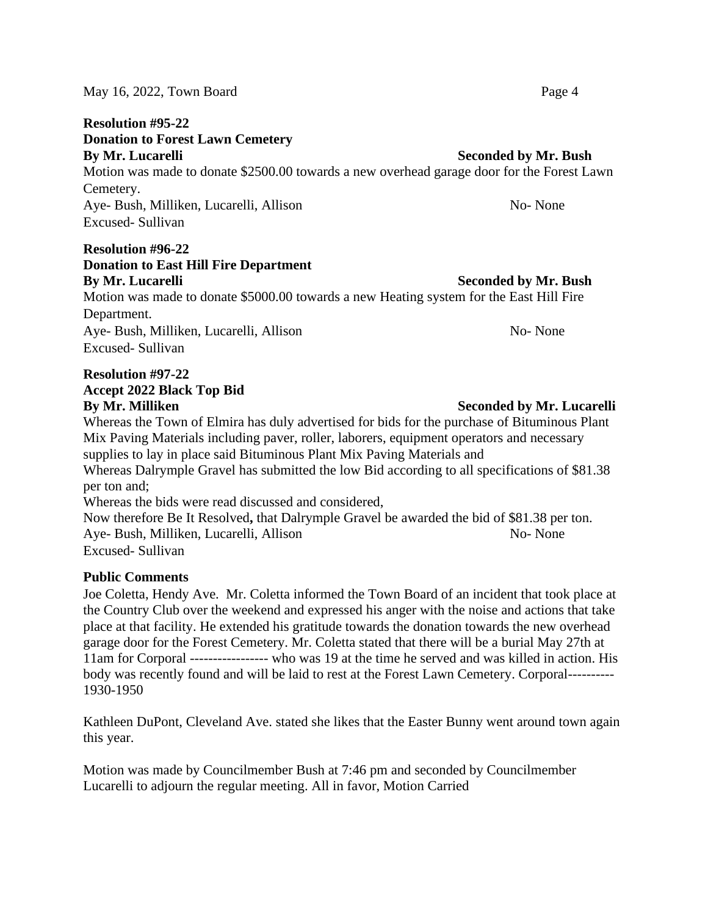**Resolution #95-22**
**Donation to Forest Lawn Cemetery**
**By Mr. Lucarelli** **Seconded by Mr. Bush**
Motion was made to donate $2500.00 towards a new overhead garage door for the Forest Lawn Cemetery.
Aye- Bush, Milliken, Lucarelli, Allison No- None
Excused- Sullivan

**Resolution #96-22**
**Donation to East Hill Fire Department**
**By Mr. Lucarelli** **Seconded by Mr. Bush**
Motion was made to donate $5000.00 towards a new Heating system for the East Hill Fire Department.
Aye- Bush, Milliken, Lucarelli, Allison No- None
Excused- Sullivan

**Resolution #97-22**
**Accept 2022 Black Top Bid**
**By Mr. Milliken** **Seconded by Mr. Lucarelli**
Whereas the Town of Elmira has duly advertised for bids for the purchase of Bituminous Plant Mix Paving Materials including paver, roller, laborers, equipment operators and necessary supplies to lay in place said Bituminous Plant Mix Paving Materials and
Whereas Dalrymple Gravel has submitted the low Bid according to all specifications of $81.38 per ton and;
Whereas the bids were read discussed and considered,
Now therefore Be It Resolved**,** that Dalrymple Gravel be awarded the bid of $81.38 per ton.
Aye- Bush, Milliken, Lucarelli, Allison No- None
Excused- Sullivan

**Public Comments**
Joe Coletta, Hendy Ave. Mr. Coletta informed the Town Board of an incident that took place at the Country Club over the weekend and expressed his anger with the noise and actions that take place at that facility. He extended his gratitude towards the donation towards the new overhead garage door for the Forest Cemetery. Mr. Coletta stated that there will be a burial May 27th at 11am for Corporal ----------------- who was 19 at the time he served and was killed in action. His body was recently found and will be laid to rest at the Forest Lawn Cemetery. Corporal---------- 1930-1950

Kathleen DuPont, Cleveland Ave. stated she likes that the Easter Bunny went around town again this year.

Motion was made by Councilmember Bush at 7:46 pm and seconded by Councilmember Lucarelli to adjourn the regular meeting. All in favor, Motion Carried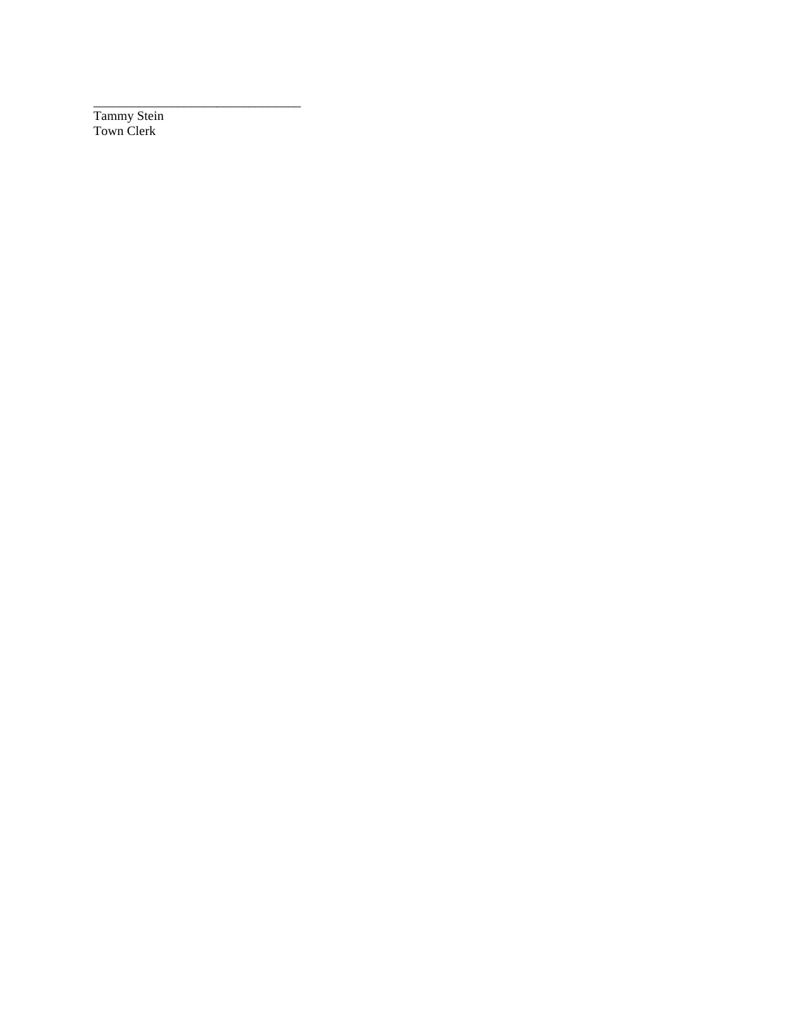_______________________________
Tammy Stein
Town Clerk